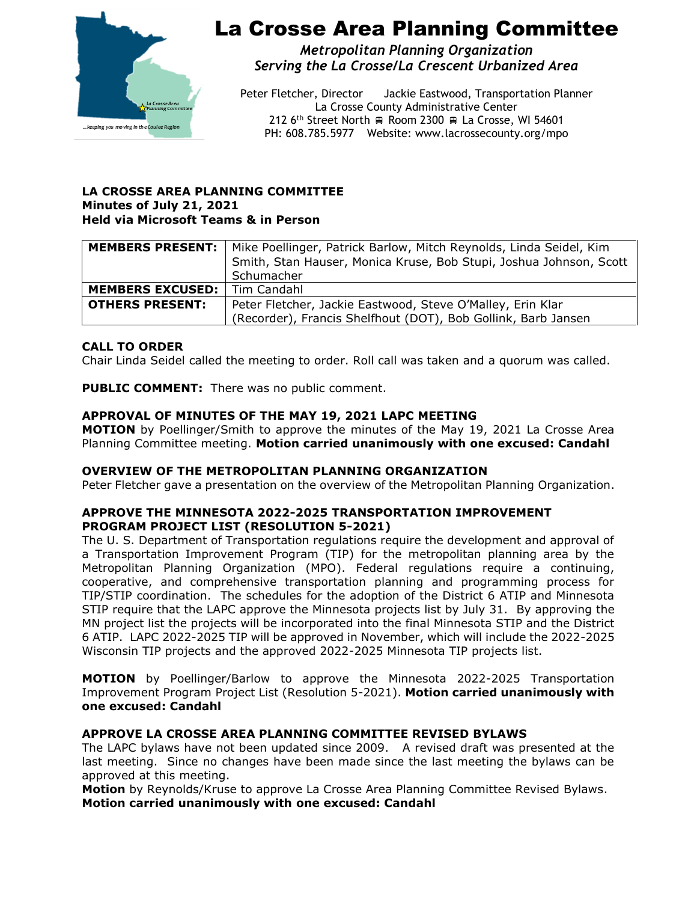# La Crosse Area Planning Committee

*Metropolitan Planning Organization*
*Serving the La Crosse/La Crescent Urbanized Area*

Peter Fletcher, Director    Jackie Eastwood, Transportation Planner
La Crosse County Administrative Center
212 6th Street North ⊟ Room 2300 ⊟ La Crosse, WI 54601
PH: 608.785.5977    Website: www.lacrossecounty.org/mpo

**LA CROSSE AREA PLANNING COMMITTEE**
**Minutes of July 21, 2021**
**Held via Microsoft Teams & in Person**

| | |
|---|---|
| **MEMBERS PRESENT:** | Mike Poellinger, Patrick Barlow, Mitch Reynolds, Linda Seidel, Kim Smith, Stan Hauser, Monica Kruse, Bob Stupi, Joshua Johnson, Scott Schumacher |
| **MEMBERS EXCUSED:** | Tim Candahl |
| **OTHERS PRESENT:** | Peter Fletcher, Jackie Eastwood, Steve O'Malley, Erin Klar (Recorder), Francis Shelfhout (DOT), Bob Gollink, Barb Jansen |

**CALL TO ORDER**
Chair Linda Seidel called the meeting to order. Roll call was taken and a quorum was called.

**PUBLIC COMMENT:** There was no public comment.

**APPROVAL OF MINUTES OF THE MAY 19, 2021 LAPC MEETING**
**MOTION** by Poellinger/Smith to approve the minutes of the May 19, 2021 La Crosse Area Planning Committee meeting. **Motion carried unanimously with one excused: Candahl**

**OVERVIEW OF THE METROPOLITAN PLANNING ORGANIZATION**
Peter Fletcher gave a presentation on the overview of the Metropolitan Planning Organization.

**APPROVE THE MINNESOTA 2022-2025 TRANSPORTATION IMPROVEMENT PROGRAM PROJECT LIST (RESOLUTION 5-2021)**
The U. S. Department of Transportation regulations require the development and approval of a Transportation Improvement Program (TIP) for the metropolitan planning area by the Metropolitan Planning Organization (MPO). Federal regulations require a continuing, cooperative, and comprehensive transportation planning and programming process for TIP/STIP coordination. The schedules for the adoption of the District 6 ATIP and Minnesota STIP require that the LAPC approve the Minnesota projects list by July 31. By approving the MN project list the projects will be incorporated into the final Minnesota STIP and the District 6 ATIP. LAPC 2022-2025 TIP will be approved in November, which will include the 2022-2025 Wisconsin TIP projects and the approved 2022-2025 Minnesota TIP projects list.

**MOTION** by Poellinger/Barlow to approve the Minnesota 2022-2025 Transportation Improvement Program Project List (Resolution 5-2021). **Motion carried unanimously with one excused: Candahl**

**APPROVE LA CROSSE AREA PLANNING COMMITTEE REVISED BYLAWS**
The LAPC bylaws have not been updated since 2009. A revised draft was presented at the last meeting. Since no changes have been made since the last meeting the bylaws can be approved at this meeting.
**Motion** by Reynolds/Kruse to approve La Crosse Area Planning Committee Revised Bylaws. **Motion carried unanimously with one excused: Candahl**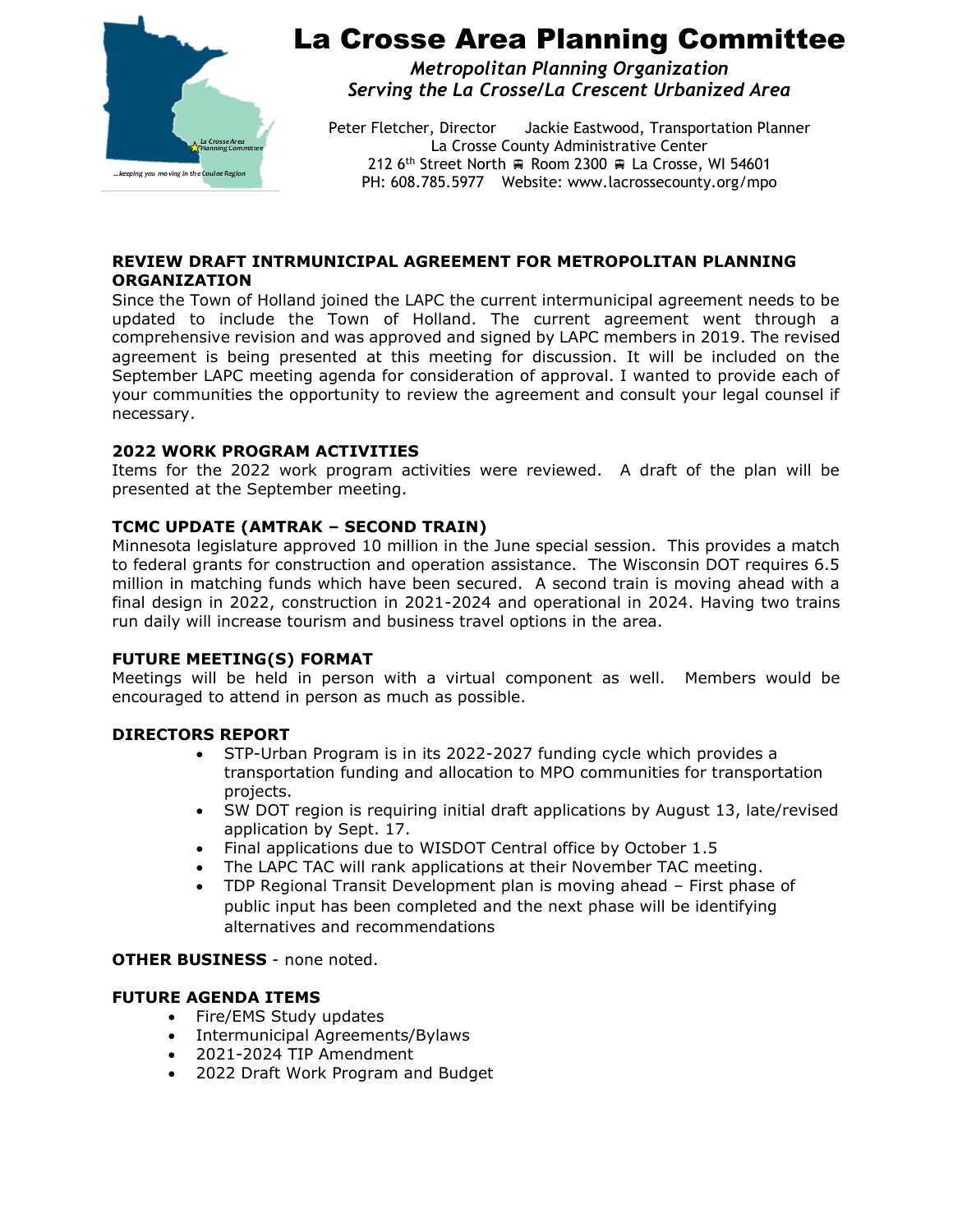# La Crosse Area Planning Committee

*Metropolitan Planning Organization*
*Serving the La Crosse/La Crescent Urbanized Area*

Peter Fletcher, Director    Jackie Eastwood, Transportation Planner
La Crosse County Administrative Center
212 6th Street North ■ Room 2300 ■ La Crosse, WI 54601
PH: 608.785.5977    Website: www.lacrossecounty.org/mpo

**REVIEW DRAFT INTRMUNICIPAL AGREEMENT FOR METROPOLITAN PLANNING ORGANIZATION**

Since the Town of Holland joined the LAPC the current intermunicipal agreement needs to be updated to include the Town of Holland. The current agreement went through a comprehensive revision and was approved and signed by LAPC members in 2019. The revised agreement is being presented at this meeting for discussion. It will be included on the September LAPC meeting agenda for consideration of approval. I wanted to provide each of your communities the opportunity to review the agreement and consult your legal counsel if necessary.

**2022 WORK PROGRAM ACTIVITIES**

Items for the 2022 work program activities were reviewed. A draft of the plan will be presented at the September meeting.

**TCMC UPDATE (AMTRAK – SECOND TRAIN)**

Minnesota legislature approved 10 million in the June special session. This provides a match to federal grants for construction and operation assistance. The Wisconsin DOT requires 6.5 million in matching funds which have been secured. A second train is moving ahead with a final design in 2022, construction in 2021-2024 and operational in 2024. Having two trains run daily will increase tourism and business travel options in the area.

**FUTURE MEETING(S) FORMAT**

Meetings will be held in person with a virtual component as well. Members would be encouraged to attend in person as much as possible.

**DIRECTORS REPORT**

- STP-Urban Program is in its 2022-2027 funding cycle which provides a transportation funding and allocation to MPO communities for transportation projects.
- SW DOT region is requiring initial draft applications by August 13, late/revised application by Sept. 17.
- Final applications due to WISDOT Central office by October 1.5
- The LAPC TAC will rank applications at their November TAC meeting.
- TDP Regional Transit Development plan is moving ahead – First phase of public input has been completed and the next phase will be identifying alternatives and recommendations

**OTHER BUSINESS** - none noted.

**FUTURE AGENDA ITEMS**

- Fire/EMS Study updates
- Intermunicipal Agreements/Bylaws
- 2021-2024 TIP Amendment
- 2022 Draft Work Program and Budget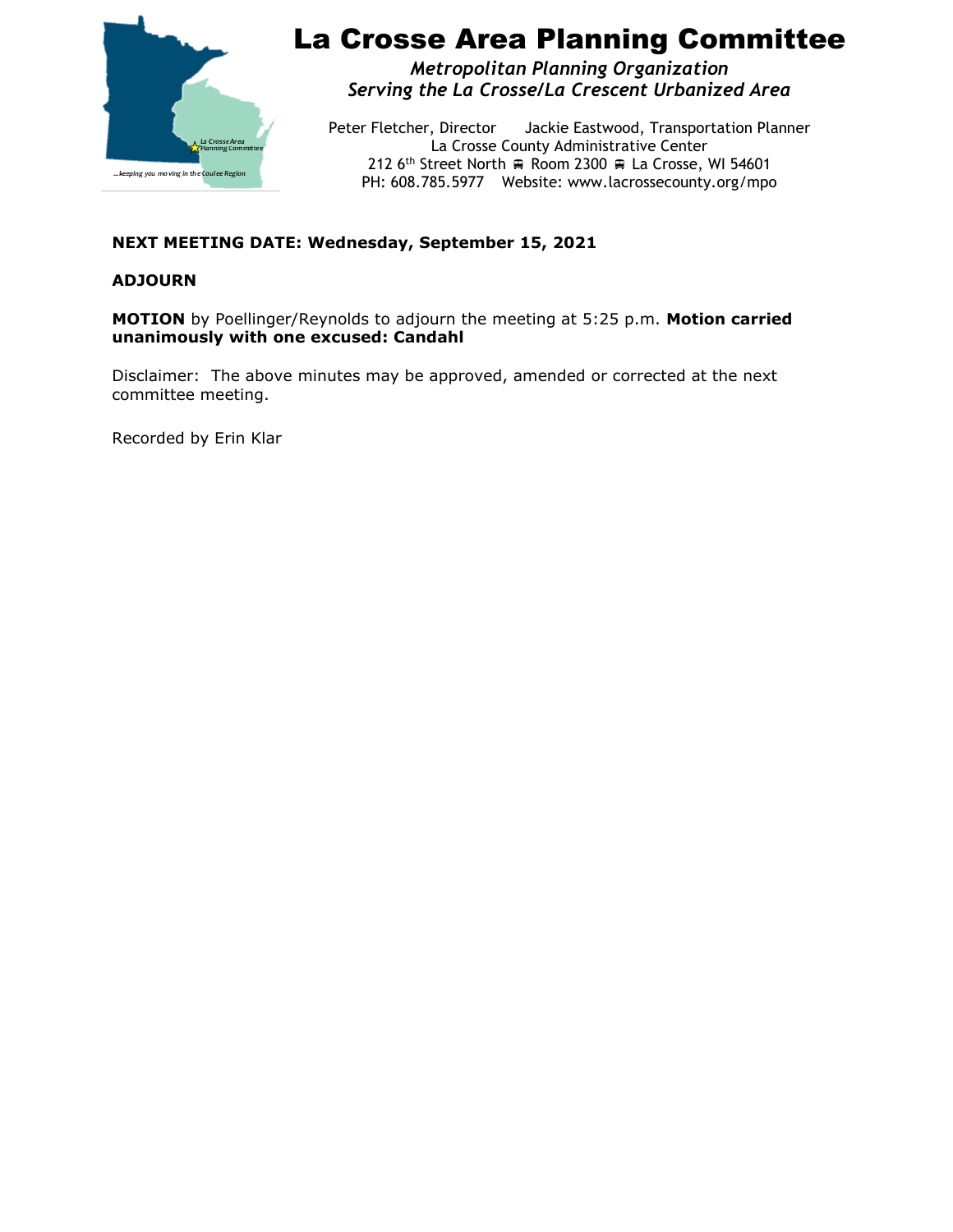# La Crosse Area Planning Committee

*Metropolitan Planning Organization*
*Serving the La Crosse/La Crescent Urbanized Area*

Peter Fletcher, Director    Jackie Eastwood, Transportation Planner
La Crosse County Administrative Center
212 6th Street North ▪ Room 2300 ▪ La Crosse, WI 54601
PH: 608.785.5977    Website: www.lacrossecounty.org/mpo

**NEXT MEETING DATE: Wednesday, September 15, 2021**

**ADJOURN**

**MOTION** by Poellinger/Reynolds to adjourn the meeting at 5:25 p.m. **Motion carried unanimously with one excused: Candahl**

Disclaimer: The above minutes may be approved, amended or corrected at the next committee meeting.

Recorded by Erin Klar